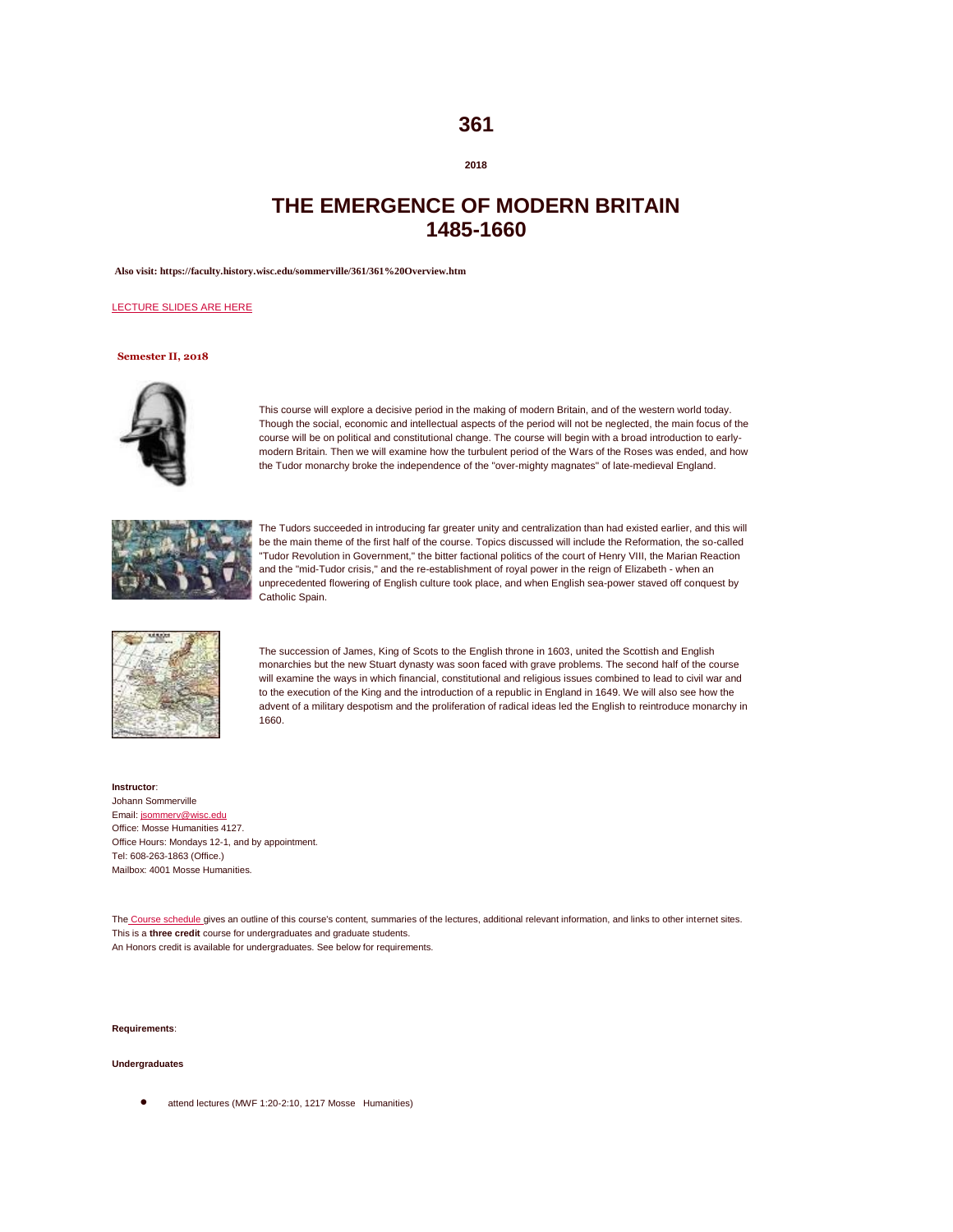# 361

**2018**

# THE EMERGENCE OF MODERN BRITAIN 1485-1660

**Also visit: https://faculty.history.wisc.edu/sommerville/361/361%20Overview.htm**

LECTURE SLIDES ARE HERE

**Semester II, 2018**

This course will explore a decisive period in the making of modern Britain, and of the western world today. Though the social, economic and intellectual aspects of the period will not be neglected, the main focus of the course will be on political and constitutional change. The course will begin with a broad introduction to early-modern Britain. Then we will examine how the turbulent period of the Wars of the Roses was ended, and how the Tudor monarchy broke the independence of the "over-mighty magnates" of late-medieval England.

The Tudors succeeded in introducing far greater unity and centralization than had existed earlier, and this will be the main theme of the first half of the course. Topics discussed will include the Reformation, the so-called "Tudor Revolution in Government," the bitter factional politics of the court of Henry VIII, the Marian Reaction and the "mid-Tudor crisis," and the re-establishment of royal power in the reign of Elizabeth - when an unprecedented flowering of English culture took place, and when English sea-power staved off conquest by Catholic Spain.

The succession of James, King of Scots to the English throne in 1603, united the Scottish and English monarchies but the new Stuart dynasty was soon faced with grave problems. The second half of the course will examine the ways in which financial, constitutional and religious issues combined to lead to civil war and to the execution of the King and the introduction of a republic in England in 1649. We will also see how the advent of a military despotism and the proliferation of radical ideas led the English to reintroduce monarchy in 1660.

**Instructor**:
Johann Sommerville
Email: jsommerv@wisc.edu
Office: Mosse Humanities 4127.
Office Hours: Mondays 12-1, and by appointment.
Tel: 608-263-1863 (Office.)
Mailbox: 4001 Mosse Humanities.

The Course schedule gives an outline of this course's content, summaries of the lectures, additional relevant information, and links to other internet sites.
This is a **three credit** course for undergraduates and graduate students.
An Honors credit is available for undergraduates. See below for requirements.

**Requirements**:

**Undergraduates**

- attend lectures (MWF 1:20-2:10, 1217 Mosse Humanities)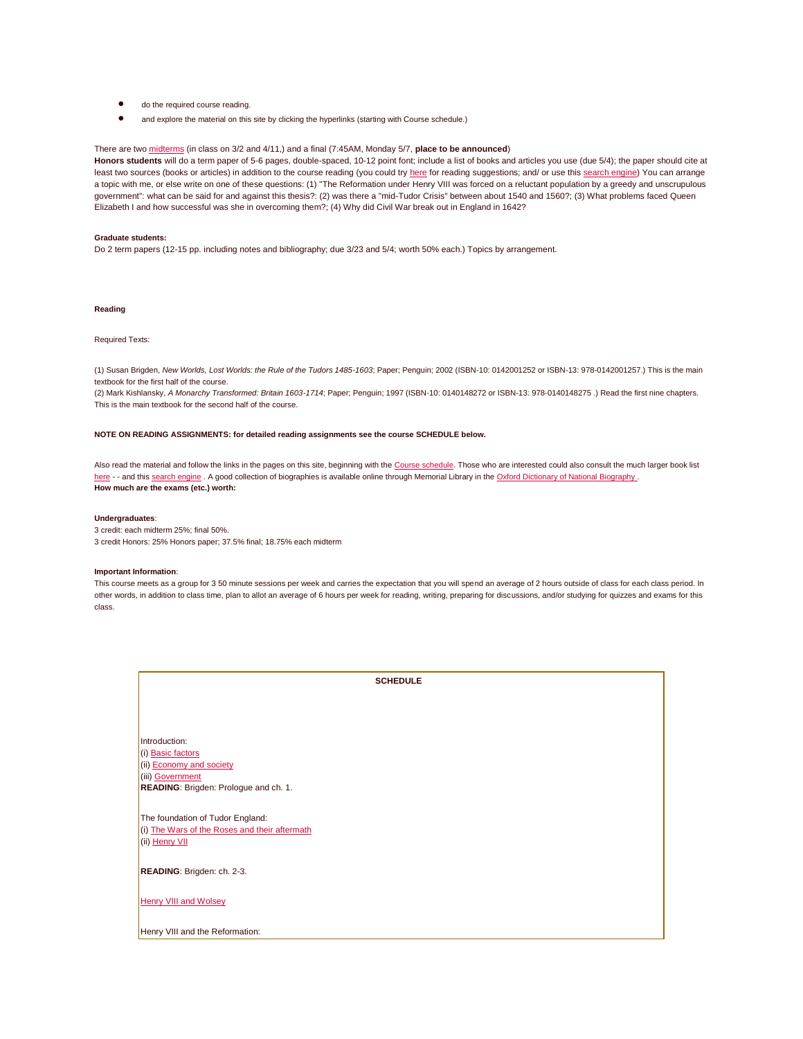- do the required course reading.
- and explore the material on this site by clicking the hyperlinks (starting with Course schedule.)

There are two midterms (in class on 3/2 and 4/11,) and a final (7:45AM, Monday 5/7, **place to be announced**)

**Honors students** will do a term paper of 5-6 pages, double-spaced, 10-12 point font; include a list of books and articles you use (due 5/4); the paper should cite at least two sources (books or articles) in addition to the course reading (you could try here for reading suggestions; and/ or use this search engine) You can arrange a topic with me, or else write on one of these questions: (1) "The Reformation under Henry VIII was forced on a reluctant population by a greedy and unscrupulous government": what can be said for and against this thesis?: (2) was there a "mid-Tudor Crisis" between about 1540 and 1560?; (3) What problems faced Queen Elizabeth I and how successful was she in overcoming them?; (4) Why did Civil War break out in England in 1642?

**Graduate students:**

Do 2 term papers (12-15 pp. including notes and bibliography; due 3/23 and 5/4; worth 50% each.) Topics by arrangement.

**Reading**

Required Texts:

(1) Susan Brigden, *New Worlds, Lost Worlds: the Rule of the Tudors 1485-1603*; Paper; Penguin; 2002 (ISBN-10: 0142001252 or ISBN-13: 978-0142001257.) This is the main textbook for the first half of the course.

(2) Mark Kishlansky, *A Monarchy Transformed: Britain 1603-1714*; Paper; Penguin; 1997 (ISBN-10: 0140148272 or ISBN-13: 978-0140148275 .) Read the first nine chapters. This is the main textbook for the second half of the course.

**NOTE ON READING ASSIGNMENTS: for detailed reading assignments see the course SCHEDULE below.**

Also read the material and follow the links in the pages on this site, beginning with the Course schedule. Those who are interested could also consult the much larger book list here - - and this search engine . A good collection of biographies is available online through Memorial Library in the Oxford Dictionary of National Biography .

**How much are the exams (etc.) worth:**

**Undergraduates**:

3 credit: each midterm 25%; final 50%.

3 credit Honors: 25% Honors paper; 37.5% final; 18.75% each midterm

**Important Information**:

This course meets as a group for 3 50 minute sessions per week and carries the expectation that you will spend an average of 2 hours outside of class for each class period. In other words, in addition to class time, plan to allot an average of 6 hours per week for reading, writing, preparing for discussions, and/or studying for quizzes and exams for this class.

**SCHEDULE**

Introduction:
(i) Basic factors
(ii) Economy and society
(iii) Government
**READING**: Brigden: Prologue and ch. 1.

The foundation of Tudor England:
(i) The Wars of the Roses and their aftermath
(ii) Henry VII

**READING**: Brigden: ch. 2-3.

Henry VIII and Wolsey

Henry VIII and the Reformation: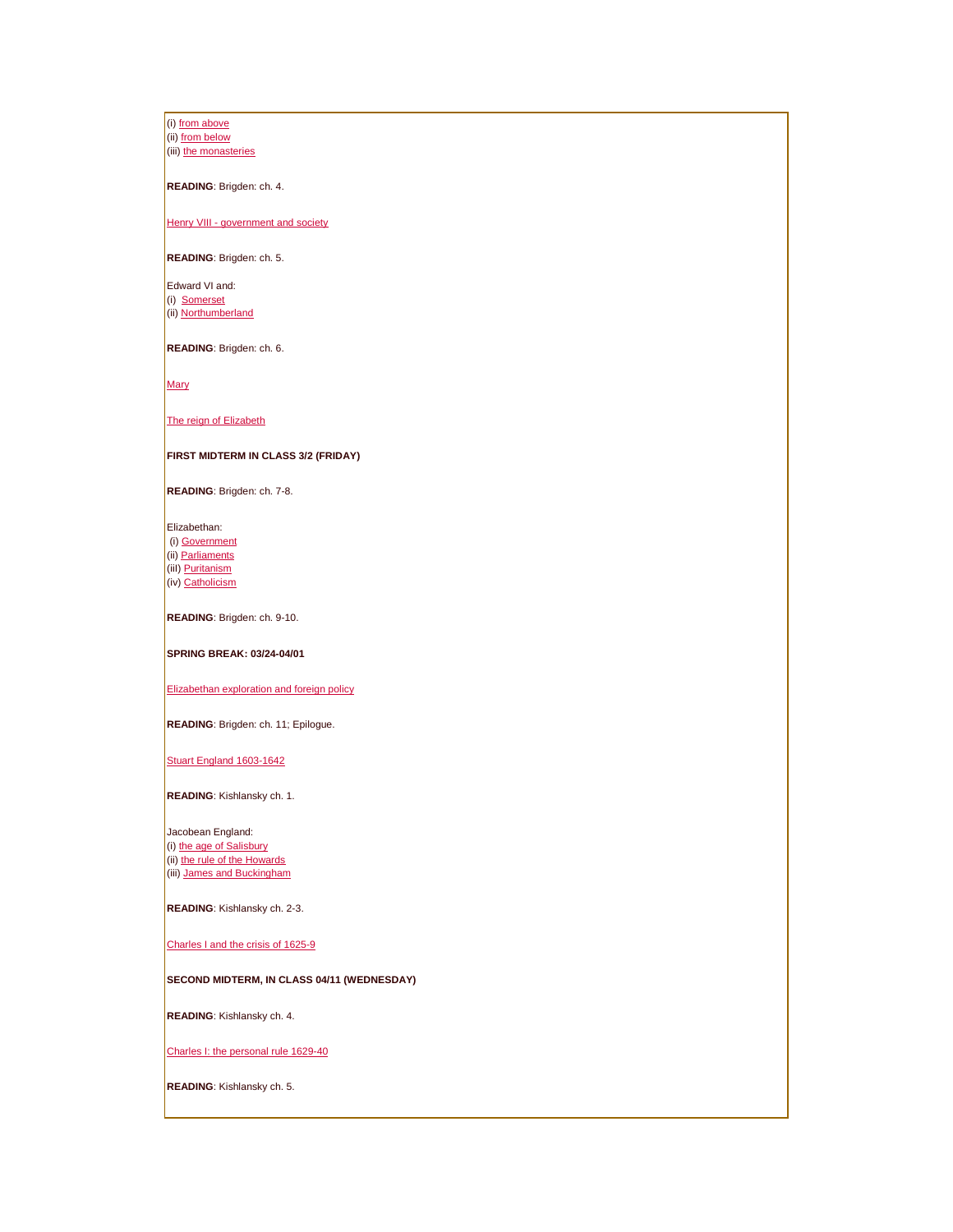(i) from above
(ii) from below
(iii) the monasteries

**READING**: Brigden: ch. 4.

Henry VIII - government and society

**READING**: Brigden: ch. 5.

Edward VI and:
(i) Somerset
(ii) Northumberland

**READING**: Brigden: ch. 6.

Mary

The reign of Elizabeth

**FIRST MIDTERM IN CLASS 3/2 (FRIDAY)**

**READING**: Brigden: ch. 7-8.

Elizabethan:
(i) Government
(ii) Parliaments
(iii) Puritanism
(iv) Catholicism

**READING**: Brigden: ch. 9-10.

**SPRING BREAK: 03/24-04/01**

Elizabethan exploration and foreign policy

**READING**: Brigden: ch. 11; Epilogue.

Stuart England 1603-1642

**READING**: Kishlansky ch. 1.

Jacobean England:
(i) the age of Salisbury
(ii) the rule of the Howards
(iii) James and Buckingham

**READING**: Kishlansky ch. 2-3.

Charles I and the crisis of 1625-9

**SECOND MIDTERM, IN CLASS 04/11 (WEDNESDAY)**

**READING**: Kishlansky ch. 4.

Charles I: the personal rule 1629-40

**READING**: Kishlansky ch. 5.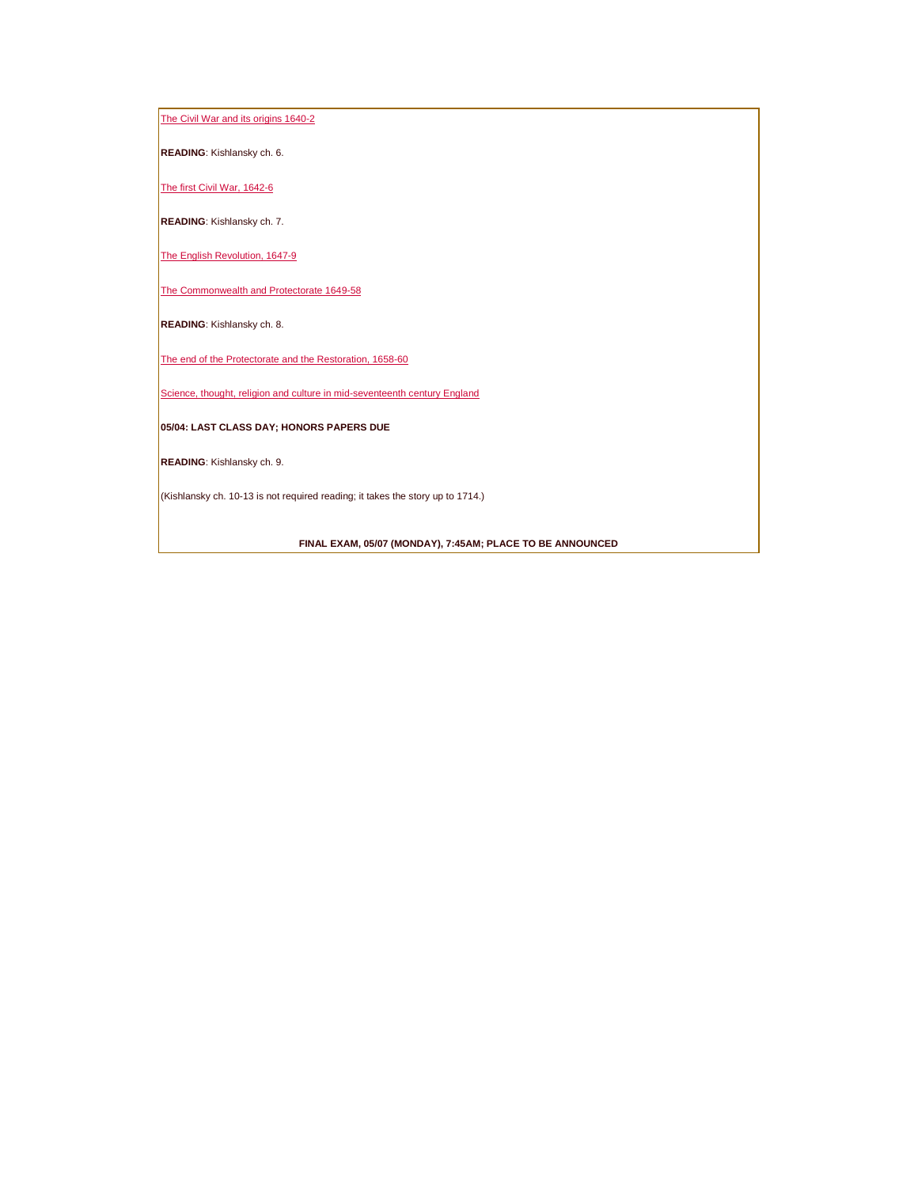The Civil War and its origins 1640-2

**READING**: Kishlansky ch. 6.

The first Civil War, 1642-6

**READING**: Kishlansky ch. 7.

The English Revolution, 1647-9

The Commonwealth and Protectorate 1649-58

**READING**: Kishlansky ch. 8.

The end of the Protectorate and the Restoration, 1658-60

Science, thought, religion and culture in mid-seventeenth century England

**05/04: LAST CLASS DAY; HONORS PAPERS DUE**

**READING**: Kishlansky ch. 9.

(Kishlansky ch. 10-13 is not required reading; it takes the story up to 1714.)

**FINAL EXAM, 05/07 (MONDAY), 7:45AM; PLACE TO BE ANNOUNCED**